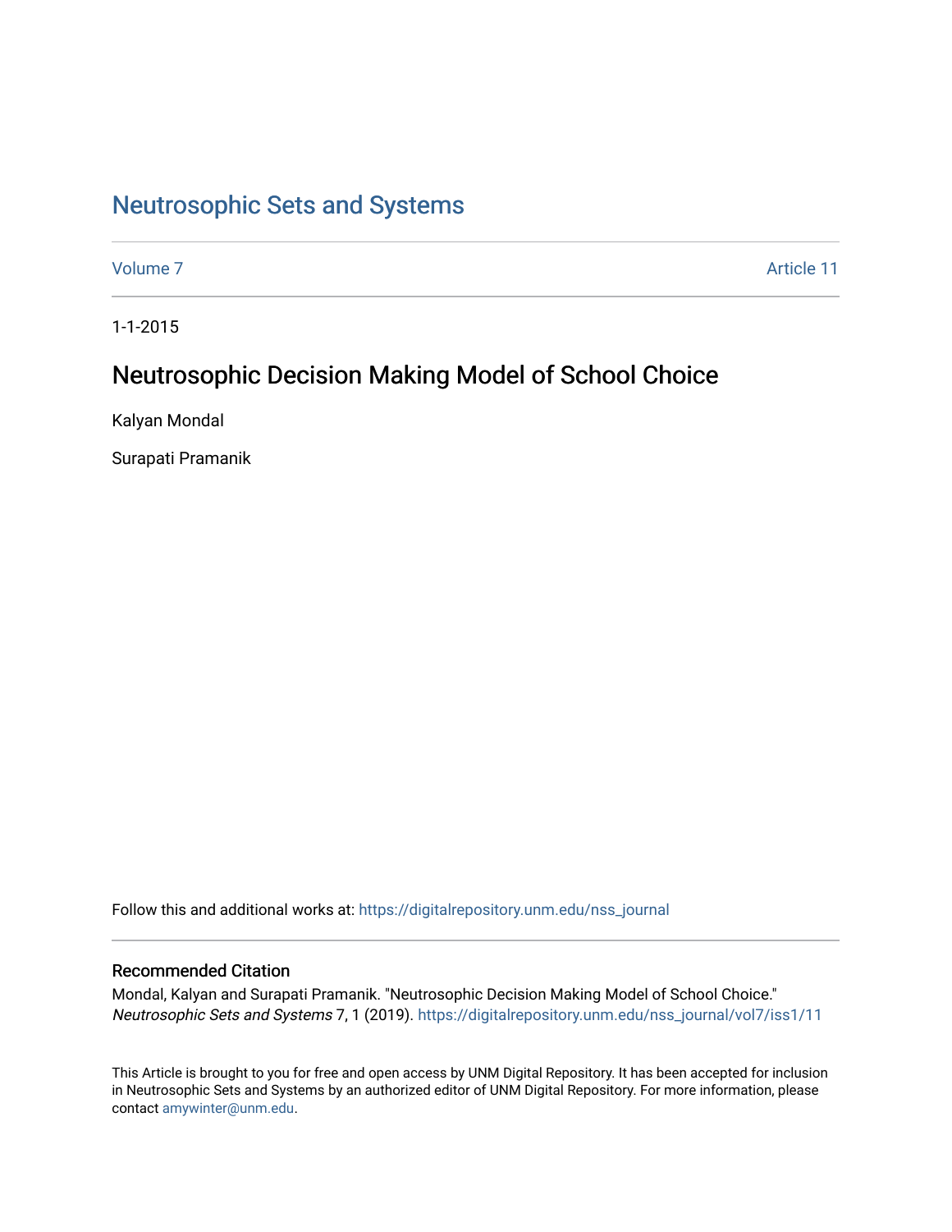# Neutrosophic Sets and Systems

Volume 7 | Article 11

1-1-2015

## Neutrosophic Decision Making Model of School Choice

Kalyan Mondal

Surapati Pramanik

Follow this and additional works at: https://digitalrepository.unm.edu/nss_journal

### Recommended Citation

Mondal, Kalyan and Surapati Pramanik. "Neutrosophic Decision Making Model of School Choice." *Neutrosophic Sets and Systems* 7, 1 (2019). https://digitalrepository.unm.edu/nss_journal/vol7/iss1/11

This Article is brought to you for free and open access by UNM Digital Repository. It has been accepted for inclusion in Neutrosophic Sets and Systems by an authorized editor of UNM Digital Repository. For more information, please contact amywinter@unm.edu.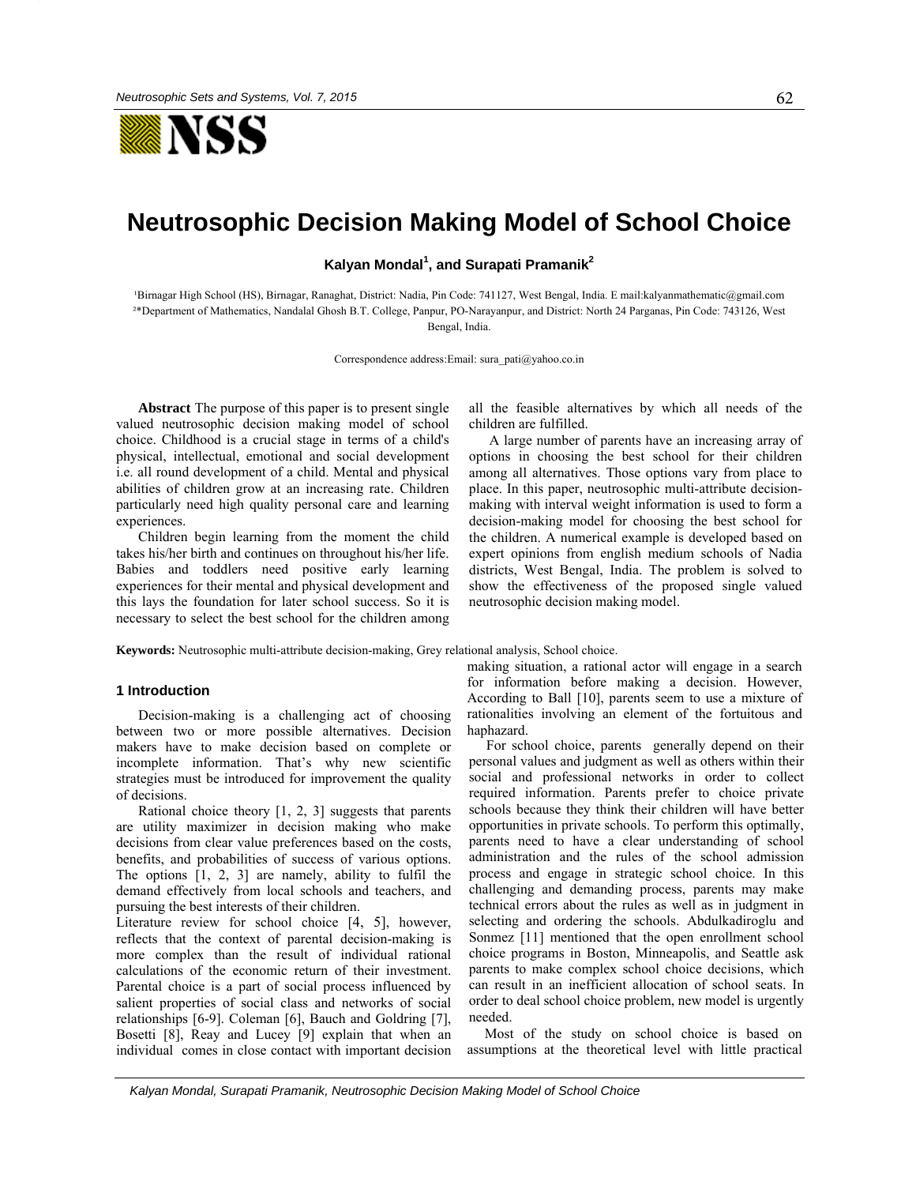# Neutrosophic Decision Making Model of School Choice

**Kalyan Mondal[1], and Surapati Pramanik[2]**

[1]Birnagar High School (HS), Birnagar, Ranaghat, District: Nadia, Pin Code: 741127, West Bengal, India. E mail:kalyanmathematic@gmail.com

[2]*Department of Mathematics, Nandalal Ghosh B.T. College, Panpur, PO-Narayanpur, and District: North 24 Parganas, Pin Code: 743126, West Bengal, India.

Correspondence address:Email: sura_pati@yahoo.co.in

**Abstract** The purpose of this paper is to present single valued neutrosophic decision making model of school choice. Childhood is a crucial stage in terms of a child's physical, intellectual, emotional and social development i.e. all round development of a child. Mental and physical abilities of children grow at an increasing rate. Children particularly need high quality personal care and learning experiences.

Children begin learning from the moment the child takes his/her birth and continues on throughout his/her life. Babies and toddlers need positive early learning experiences for their mental and physical development and this lays the foundation for later school success. So it is necessary to select the best school for the children among all the feasible alternatives by which all needs of the children are fulfilled.

A large number of parents have an increasing array of options in choosing the best school for their children among all alternatives. Those options vary from place to place. In this paper, neutrosophic multi-attribute decision-making with interval weight information is used to form a decision-making model for choosing the best school for the children. A numerical example is developed based on expert opinions from english medium schools of Nadia districts, West Bengal, India. The problem is solved to show the effectiveness of the proposed single valued neutrosophic decision making model.

**Keywords:** Neutrosophic multi-attribute decision-making, Grey relational analysis, School choice.

## 1 Introduction

Decision-making is a challenging act of choosing between two or more possible alternatives. Decision makers have to make decision based on complete or incomplete information. That's why new scientific strategies must be introduced for improvement the quality of decisions.

Rational choice theory [1, 2, 3] suggests that parents are utility maximizer in decision making who make decisions from clear value preferences based on the costs, benefits, and probabilities of success of various options. The options [1, 2, 3] are namely, ability to fulfil the demand effectively from local schools and teachers, and pursuing the best interests of their children.

Literature review for school choice [4, 5], however, reflects that the context of parental decision-making is more complex than the result of individual rational calculations of the economic return of their investment. Parental choice is a part of social process influenced by salient properties of social class and networks of social relationships [6-9]. Coleman [6], Bauch and Goldring [7], Bosetti [8], Reay and Lucey [9] explain that when an individual comes in close contact with important decision making situation, a rational actor will engage in a search for information before making a decision. However, According to Ball [10], parents seem to use a mixture of rationalities involving an element of the fortuitous and haphazard.

For school choice, parents generally depend on their personal values and judgment as well as others within their social and professional networks in order to collect required information. Parents prefer to choice private schools because they think their children will have better opportunities in private schools. To perform this optimally, parents need to have a clear understanding of school administration and the rules of the school admission process and engage in strategic school choice. In this challenging and demanding process, parents may make technical errors about the rules as well as in judgment in selecting and ordering the schools. Abdulkadiroglu and Sonmez [11] mentioned that the open enrollment school choice programs in Boston, Minneapolis, and Seattle ask parents to make complex school choice decisions, which can result in an inefficient allocation of school seats. In order to deal school choice problem, new model is urgently needed.

Most of the study on school choice is based on assumptions at the theoretical level with little practical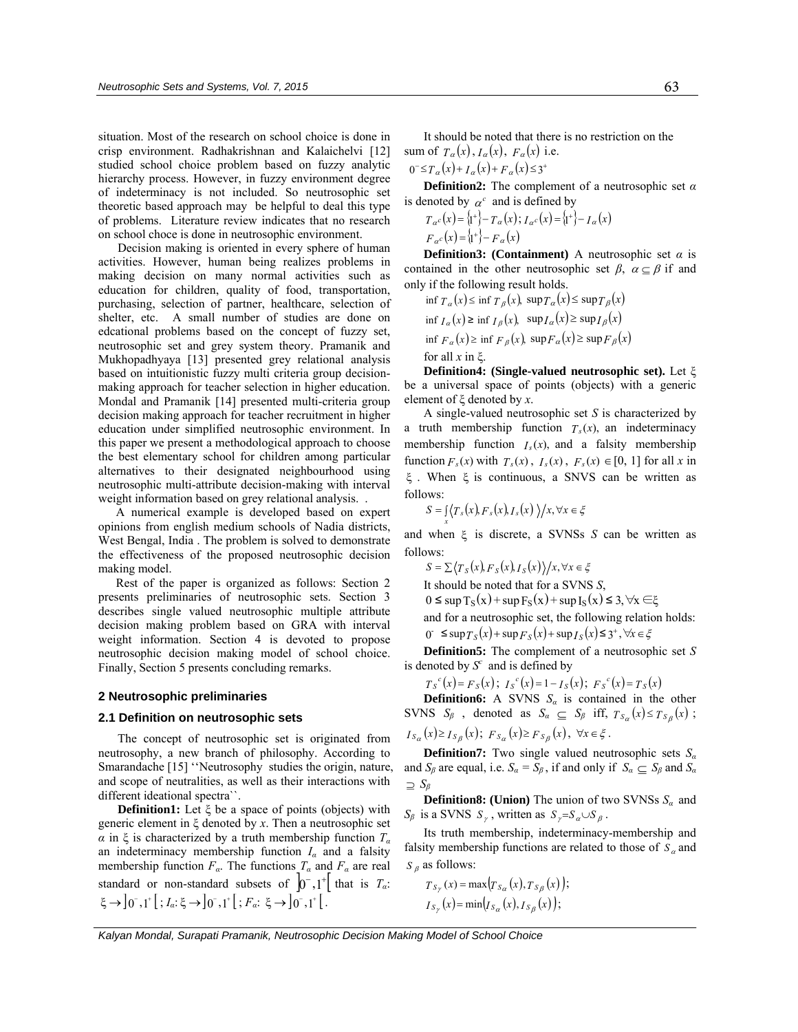situation. Most of the research on school choice is done in crisp environment. Radhakrishnan and Kalaichelvi [12] studied school choice problem based on fuzzy analytic hierarchy process. However, in fuzzy environment degree of indeterminacy is not included. So neutrosophic set theoretic based approach may be helpful to deal this type of problems. Literature review indicates that no research on school choce is done in neutrosophic environment.

Decision making is oriented in every sphere of human activities. However, human being realizes problems in making decision on many normal activities such as education for children, quality of food, transportation, purchasing, selection of partner, healthcare, selection of shelter, etc. A small number of studies are done on edcational problems based on the concept of fuzzy set, neutrosophic set and grey system theory. Pramanik and Mukhopadhyaya [13] presented grey relational analysis based on intuitionistic fuzzy multi criteria group decision-making approach for teacher selection in higher education. Mondal and Pramanik [14] presented multi-criteria group decision making approach for teacher recruitment in higher education under simplified neutrosophic environment. In this paper we present a methodological approach to choose the best elementary school for children among particular alternatives to their designated neighbourhood using neutrosophic multi-attribute decision-making with interval weight information based on grey relational analysis. .

A numerical example is developed based on expert opinions from english medium schools of Nadia districts, West Bengal, India . The problem is solved to demonstrate the effectiveness of the proposed neutrosophic decision making model.

Rest of the paper is organized as follows: Section 2 presents preliminaries of neutrosophic sets. Section 3 describes single valued neutrosophic multiple attribute decision making problem based on GRA with interval weight information. Section 4 is devoted to propose neutrosophic decision making model of school choice. Finally, Section 5 presents concluding remarks.

## 2 Neutrosophic preliminaries

### 2.1 Definition on neutrosophic sets

The concept of neutrosophic set is originated from neutrosophy, a new branch of philosophy. According to Smarandache [15] ''Neutrosophy studies the origin, nature, and scope of neutralities, as well as their interactions with different ideational spectra``.

**Definition1:** Let ξ be a space of points (objects) with generic element in ξ denoted by *x*. Then a neutrosophic set *α* in ξ is characterized by a truth membership function $T_\alpha$ an indeterminacy membership function $I_\alpha$ and a falsity membership function $F_\alpha$. The functions $T_\alpha$ and $F_\alpha$ are real standard or non-standard subsets of $]0^-,1^+[$ that is $T_\alpha$: $\xi \to ]0^-,1^+[$ ; $I_\alpha$: $\xi \to ]0^-,1^+[$ ; $F_\alpha$: $\xi \to ]0^-,1^+[$ .

It should be noted that there is no restriction on the sum of $T_\alpha(x), I_\alpha(x), F_\alpha(x)$ i.e.

$0^- \le T_\alpha(x) + I_\alpha(x) + F_\alpha(x) \le 3^+$

**Definition2:** The complement of a neutrosophic set *α* is denoted by $\alpha^c$ and is defined by

$$T_{\alpha^c}(x) = \{1^+\} - T_\alpha(x);\ I_{\alpha^c}(x) = \{1^+\} - I_\alpha(x)$$

$$F_{\alpha^c}(x) = \{1^+\} - F_\alpha(x)$$

**Definition3: (Containment)** A neutrosophic set *α* is contained in the other neutrosophic set *β*, $\alpha \subseteq \beta$ if and only if the following result holds.

$$\inf T_\alpha(x) \le \inf T_\beta(x),\ \sup T_\alpha(x) \le \sup T_\beta(x)$$

$$\inf I_\alpha(x) \ge \inf I_\beta(x),\ \sup I_\alpha(x) \ge \sup I_\beta(x)$$

$$\inf F_\alpha(x) \ge \inf F_\beta(x),\ \sup F_\alpha(x) \ge \sup F_\beta(x)$$

for all *x* in ξ.

**Definition4: (Single-valued neutrosophic set).** Let ξ be a universal space of points (objects) with a generic element of ξ denoted by *x*.

A single-valued neutrosophic set *S* is characterized by a truth membership function $T_s(x)$, an indeterminacy membership function $I_s(x)$, and a falsity membership function $F_s(x)$ with $T_s(x)$, $I_s(x)$, $F_s(x) \in [0, 1]$ for all *x* in ξ . When ξ is continuous, a SNVS can be written as follows:

$$S = \int_x \langle T_s(x), F_s(x), I_s(x) \rangle / x, \forall x \in \xi$$

and when ξ is discrete, a SVNSs *S* can be written as follows:

$$S = \sum \langle T_S(x), F_S(x), I_S(x) \rangle / x, \forall x \in \xi$$

It should be noted that for a SVNS *S*,

$$0 \le \sup T_S(x) + \sup F_S(x) + \sup I_S(x) \le 3, \forall x \in \xi$$

and for a neutrosophic set, the following relation holds:

$$0^- \le \sup T_S(x) + \sup F_S(x) + \sup I_S(x) \le 3^+, \forall x \in \xi$$

**Definition5:** The complement of a neutrosophic set *S* is denoted by $S^c$ and is defined by

$$T_S{}^c(x) = F_S(x);\ I_S{}^c(x) = 1 - I_S(x);\ F_S{}^c(x) = T_S(x)$$

**Definition6:** A SVNS $S_\alpha$ is contained in the other SVNS $S_\beta$ , denoted as $S_\alpha \subseteq S_\beta$ iff, $T_{S_\alpha}(x) \le T_{S_\beta}(x)$ ; $I_{S_\alpha}(x) \ge I_{S_\beta}(x)$; $F_{S_\alpha}(x) \ge F_{S_\beta}(x)$, $\forall x \in \xi$ .

**Definition7:** Two single valued neutrosophic sets $S_\alpha$ and $S_\beta$ are equal, i.e. $S_\alpha = S_\beta$, if and only if $S_\alpha \subseteq S_\beta$ and $S_\alpha \supseteq S_\beta$

**Definition8: (Union)** The union of two SVNSs $S_\alpha$ and $S_\beta$ is a SVNS $S_\gamma$ , written as $S_\gamma = S_\alpha \cup S_\beta$ .

Its truth membership, indeterminacy-membership and falsity membership functions are related to those of $S_\alpha$ and $S_\beta$ as follows:

$$T_{S_\gamma}(x) = \max\left(T_{S_\alpha}(x), T_{S_\beta}(x)\right);$$

$$I_{S_\gamma}(x) = \min\left(I_{S_\alpha}(x), I_{S_\beta}(x)\right);$$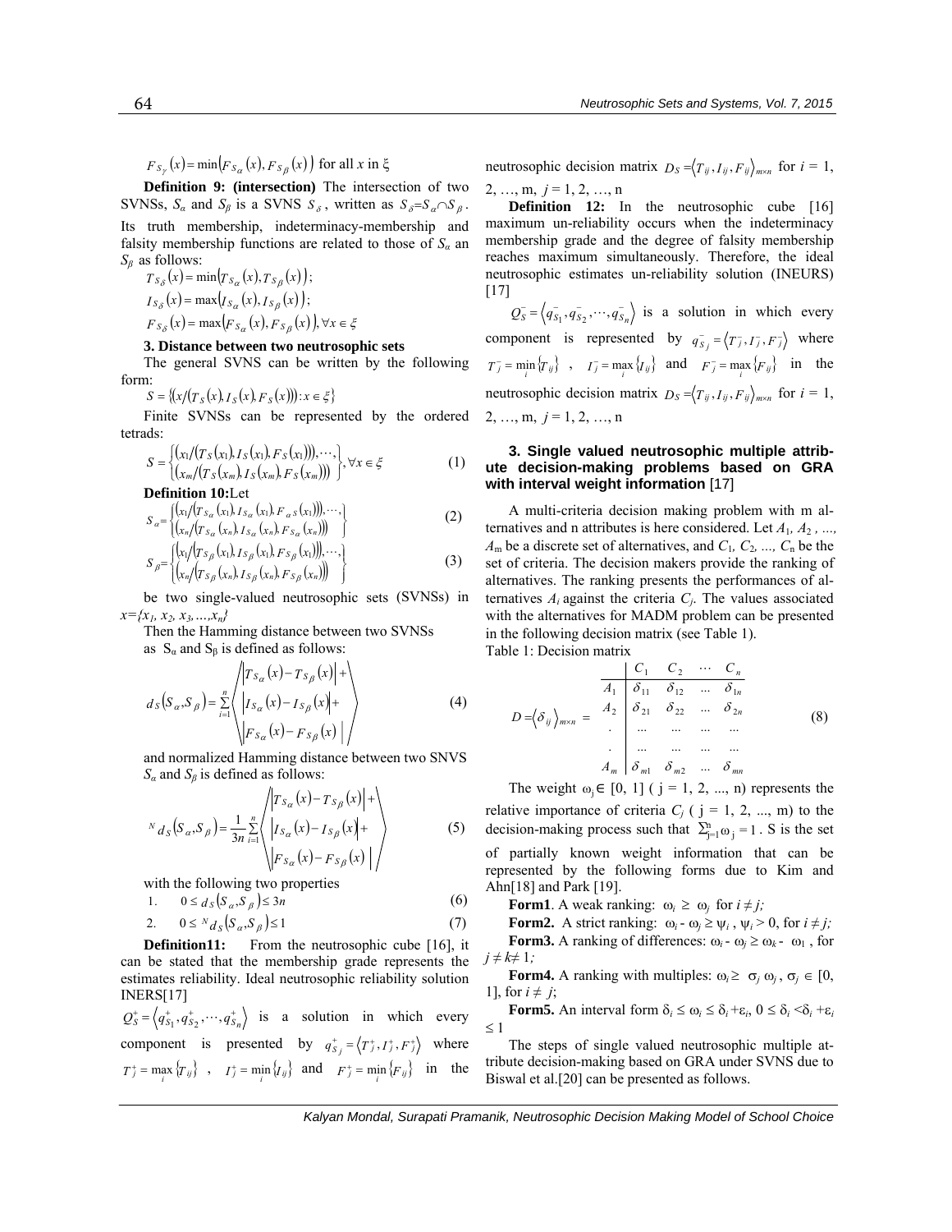$F_{S_\gamma}(x) = \min\left(F_{S_\alpha}(x), F_{S_\beta}(x)\right)$ for all $x$ in ξ

**Definition 9: (intersection)** The intersection of two SVNSs, $S_\alpha$ and $S_\beta$ is a SVNS $S_\delta$, written as $S_\delta = S_\alpha \cap S_\beta$. Its truth membership, indeterminacy-membership and falsity membership functions are related to those of $S_\alpha$ an $S_\beta$ as follows:

$$T_{S_\delta}(x) = \min\left(T_{S_\alpha}(x), T_{S_\beta}(x)\right);$$

$$I_{S_\delta}(x) = \max\left(I_{S_\alpha}(x), I_{S_\beta}(x)\right);$$

$$F_{S_\delta}(x) = \max\left(F_{S_\alpha}(x), F_{S_\beta}(x)\right), \forall x \in \xi$$

**3. Distance between two neutrosophic sets**

The general SVNS can be written by the following form:

$$S = \left\{\left(x / \left(T_S(x), I_S(x), F_S(x)\right)\right) : x \in \xi\right\}$$

Finite SVNSs can be represented by the ordered tetrads:

$$S = \begin{Bmatrix} \left(x_1 / \left(T_S(x_1), I_S(x_1), F_S(x_1)\right)\right), \cdots, \\ \left(x_m / \left(T_S(x_m), I_S(x_m), F_S(x_m)\right)\right) \end{Bmatrix}, \forall x \in \xi \quad (1)$$

**Definition 10:** Let

$$S_\alpha = \begin{Bmatrix} \left(x_1 / \left(T_{S_\alpha}(x_1), I_{S_\alpha}(x_1), F_{\alpha S}(x_1)\right)\right), \cdots, \\ \left(x_n / \left(T_{S_\alpha}(x_n), I_{S_\alpha}(x_n), F_{S_\alpha}(x_n)\right)\right) \end{Bmatrix} \quad (2)$$

$$S_\beta = \begin{Bmatrix} \left(x_1 / \left(T_{S_\beta}(x_1), I_{S_\beta}(x_1), F_{S_\beta}(x_1)\right)\right), \cdots, \\ \left(x_n / \left(T_{S_\beta}(x_n), I_{S_\beta}(x_n), F_{S_\beta}(x_n)\right)\right) \end{Bmatrix} \quad (3)$$

be two single-valued neutrosophic sets (SVNSs) in $x = \{x_1, x_2, x_3, \ldots, x_n\}$

Then the Hamming distance between two SVNSs as $S_\alpha$ and $S_\beta$ is defined as follows:

$$d_S\left(S_\alpha, S_\beta\right) = \sum_{i=1}^{n} \left\langle \begin{matrix} \left|T_{S_\alpha}(x) - T_{S_\beta}(x)\right| + \\ \left|I_{S_\alpha}(x) - I_{S_\beta}(x)\right| + \\ \left|F_{S_\alpha}(x) - F_{S_\beta}(x)\right| \end{matrix} \right\rangle \quad (4)$$

and normalized Hamming distance between two SNVS $S_\alpha$ and $S_\beta$ is defined as follows:

$${}^N d_S\left(S_\alpha, S_\beta\right) = \frac{1}{3n} \sum_{i=1}^{n} \left\langle \begin{matrix} \left|T_{S_\alpha}(x) - T_{S_\beta}(x)\right| + \\ \left|I_{S_\alpha}(x) - I_{S_\beta}(x)\right| + \\ \left|F_{S_\alpha}(x) - F_{S_\beta}(x)\right| \end{matrix} \right\rangle \quad (5)$$

with the following two properties

1. $0 \le d_S\left(S_\alpha, S_\beta\right) \le 3n$ (6)
2. $0 \le {}^N d_S\left(S_\alpha, S_\beta\right) \le 1$ (7)

**Definition11:** From the neutrosophic cube [16], it can be stated that the membership grade represents the estimates reliability. Ideal neutrosophic reliability solution INERS[17]

$Q_S^+ = \left\langle q_{S_1}^+, q_{S_2}^+, \cdots, q_{S_n}^+ \right\rangle$ is a solution in which every component is presented by $q_{S_j}^+ = \left\langle T_j^+, I_j^+, F_j^+ \right\rangle$ where $T_j^+ = \max_i \{T_{ij}\}$, $I_j^+ = \min_i \{I_{ij}\}$ and $F_j^+ = \min_i \{F_{ij}\}$ in the neutrosophic decision matrix $D_S = \left\langle T_{ij}, I_{ij}, F_{ij} \right\rangle_{m \times n}$ for $i$ = 1, 2, …, m, $j$ = 1, 2, …, n

**Definition 12:** In the neutrosophic cube [16] maximum un-reliability occurs when the indeterminacy membership grade and the degree of falsity membership reaches maximum simultaneously. Therefore, the ideal neutrosophic estimates un-reliability solution (INEURS) [17]

$Q_S^- = \left\langle q_{S_1}^-, q_{S_2}^-, \cdots, q_{S_n}^- \right\rangle$ is a solution in which every component is represented by $q_{S_j}^- = \left\langle T_j^-, I_j^-, F_j^- \right\rangle$ where $T_j^- = \min_i \{T_{ij}\}$, $I_j^- = \max_i \{I_{ij}\}$ and $F_j^- = \max_i \{F_{ij}\}$ in the neutrosophic decision matrix $D_S = \left\langle T_{ij}, I_{ij}, F_{ij} \right\rangle_{m \times n}$ for $i$ = 1, 2, …, m, $j$ = 1, 2, …, n

## 3. Single valued neutrosophic multiple attribute decision-making problems based on GRA with interval weight information [17]

A multi-criteria decision making problem with m alternatives and n attributes is here considered. Let $A_1, A_2, \ldots, A_m$ be a discrete set of alternatives, and $C_1, C_2, \ldots, C_n$ be the set of criteria. The decision makers provide the ranking of alternatives. The ranking presents the performances of alternatives $A_i$ against the criteria $C_j$. The values associated with the alternatives for MADM problem can be presented in the following decision matrix (see Table 1).

Table 1: Decision matrix

$$D = \left\langle \delta_{ij} \right\rangle_{m \times n} = \begin{array}{c|cccc} & C_1 & C_2 & \cdots & C_n \\ \hline A_1 & \delta_{11} & \delta_{12} & \ldots & \delta_{1n} \\ A_2 & \delta_{21} & \delta_{22} & \ldots & \delta_{2n} \\ . & \ldots & \ldots & \ldots & \ldots \\ . & \ldots & \ldots & \ldots & \ldots \\ A_m & \delta_{m1} & \delta_{m2} & \ldots & \delta_{mn} \end{array} \quad (8)$$

The weight $\omega_j \in [0, 1]$ ( j = 1, 2, ..., n) represents the relative importance of criteria $C_j$ ( j = 1, 2, ..., m) to the decision-making process such that $\sum_{j=1}^{n} \omega_j = 1$. S is the set of partially known weight information that can be represented by the following forms due to Kim and Ahn[18] and Park [19].

**Form1**. A weak ranking: $\omega_i \ge \omega_j$ for $i \ne j$;

**Form2.** A strict ranking: $\omega_i - \omega_j \ge \psi_i$, $\psi_i > 0$, for $i \ne j$;

**Form3.** A ranking of differences: $\omega_i - \omega_j \ge \omega_k - \omega_l$, for $j \ne k \ne 1$;

**Form4.** A ranking with multiples: $\omega_i \ge \sigma_j \omega_j$, $\sigma_j \in [0, 1]$, for $i \ne j$;

**Form5.** An interval form $\delta_i \le \omega_i \le \delta_i + \varepsilon_i$, $0 \le \delta_i < \delta_i + \varepsilon_i \le 1$

The steps of single valued neutrosophic multiple attribute decision-making based on GRA under SVNS due to Biswal et al.[20] can be presented as follows.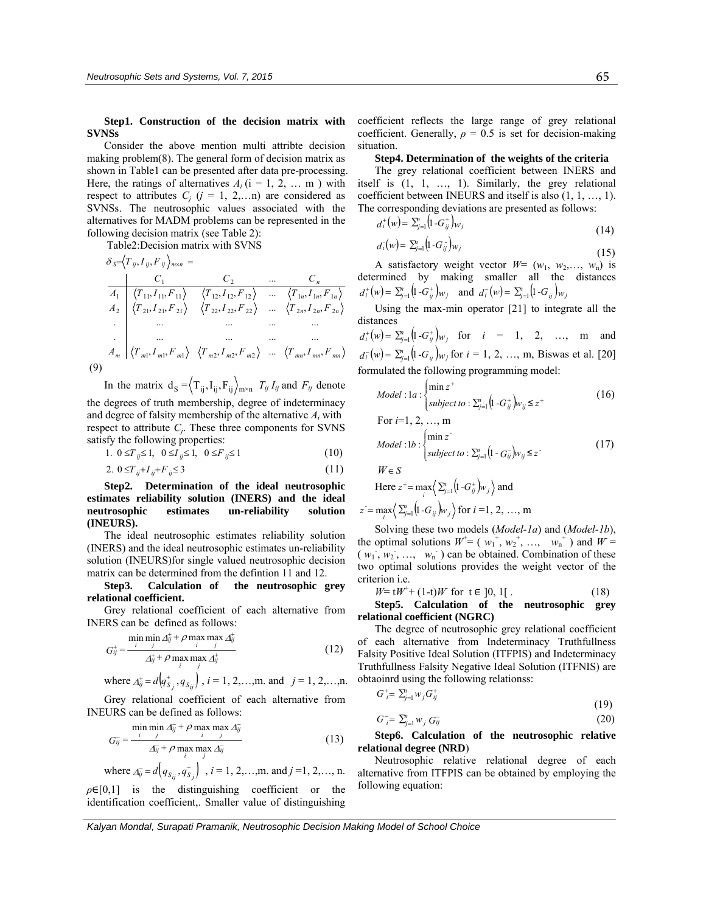**Step1. Construction of the decision matrix with SVNSs**

Consider the above mention multi attribte decision making problem(8). The general form of decision matrix as shown in Table1 can be presented after data pre-processing. Here, the ratings of alternatives $A_i$ (i = 1, 2, … m ) with respect to attributes $C_j$ ($j$ = 1, 2,…n) are considered as SVNSs. The neutrosophic values associated with the alternatives for MADM problems can be represented in the following decision matrix (see Table 2):

Table2:Decision matrix with SVNS

$\delta_S = \langle T_{ij}, I_{ij}, F_{ij} \rangle_{m\times n}$ =

| | $C_1$ | $C_2$ | ... | $C_n$ |
|---|---|---|---|---|
| $A_1$ | $\langle T_{11}, I_{11}, F_{11}\rangle$ | $\langle T_{12}, I_{12}, F_{12}\rangle$ | ... | $\langle T_{1n}, I_{1n}, F_{1n}\rangle$ |
| $A_2$ | $\langle T_{21}, I_{21}, F_{21}\rangle$ | $\langle T_{22}, I_{22}, F_{22}\rangle$ | ... | $\langle T_{2n}, I_{2n}, F_{2n}\rangle$ |
| . | ... | ... | ... | ... |
| . | ... | ... | ... | ... |
| $A_m$ | $\langle T_{m1}, I_{m1}, F_{m1}\rangle$ | $\langle T_{m2}, I_{m2}, F_{m2}\rangle$ | ... | $\langle T_{mn}, I_{mn}, F_{mn}\rangle$ |

(9)

In the matrix $d_S = \langle T_{ij}, I_{ij}, F_{ij}\rangle_{m\times n}$ $T_{ij}$ $I_{ij}$ and $F_{ij}$ denote the degrees of truth membership, degree of indeterminacy and degree of falsity membership of the alternative $A_i$ with respect to attribute $C_j$. These three components for SVNS satisfy the following properties:

1. $0 \le T_{ij} \le 1,\ \ 0 \le I_{ij} \le 1,\ \ 0 \le F_{ij} \le 1$ (10)
2. $0 \le T_{ij} + I_{ij} + F_{ij} \le 3$ (11)

**Step2. Determination of the ideal neutrosophic estimates reliability solution (INERS) and the ideal neutrosophic estimates un-reliability solution (INEURS).**

The ideal neutrosophic estimates reliability solution (INERS) and the ideal neutrosophic estimates un-reliability solution (INEURS)for single valued neutrosophic decision matrix can be determined from the defintion 11 and 12.

**Step3. Calculation of the neutrosophic grey relational coefficient.**

Grey relational coefficient of each alternative from INERS can be defined as follows:

$$G_{ij}^{+} = \frac{\min_i \min_j \Delta_{ij}^{+} + \rho \max_i \max_j \Delta_{ij}^{+}}{\Delta_{ij}^{+} + \rho \max_i \max_j \Delta_{ij}^{+}} \tag{12}$$

where $\Delta_{ij}^{+} = d\left(q_{S_j}^{+}, q_{S_{ij}}\right)$ , $i$ = 1, 2,…,m. and $j$ = 1, 2,…,n.

Grey relational coefficient of each alternative from INEURS can be defined as follows:

$$G_{ij}^{-} = \frac{\min_i \min_j \Delta_{ij}^{-} + \rho \max_i \max_j \Delta_{ij}^{-}}{\Delta_{ij}^{-} + \rho \max_i \max_j \Delta_{ij}^{-}} \tag{13}$$

where $\Delta_{ij}^{-} = d\left(q_{S_{ij}}, q_{S_j}^{-}\right)$ , $i$ = 1, 2,…,m. and $j$ =1, 2,…, n.

$\rho \in [0,1]$ is the distinguishing coefficient or the identification coefficient,. Smaller value of distinguishing coefficient reflects the large range of grey relational coefficient. Generally, $\rho$ = 0.5 is set for decision-making situation.

**Step4. Determination of the weights of the criteria**

The grey relational coefficient between INERS and itself is (1, 1, …, 1). Similarly, the grey relational coefficient between INEURS and itself is also (1, 1, …, 1). The corresponding deviations are presented as follows:

$$d_i^{+}(w) = \sum_{j=1}^{n} \left(1 - G_{ij}^{+}\right) w_j \tag{14}$$

$$d_i^{-}(w) = \sum_{j=1}^{n} \left(1 - G_{ij}^{-}\right) w_j \tag{15}$$

A satisfactory weight vector $W$= ($w_1$, $w_2$,…, $w_n$) is determined by making smaller all the distances $d_i^{+}(w) = \sum_{j=1}^{n} \left(1 - G_{ij}^{+}\right) w_j$ and $d_i^{-}(w) = \sum_{j=1}^{n} \left(1 - G_{ij}\right) w_j$

Using the max-min operator [21] to integrate all the distances $d_i^{+}(w) = \sum_{j=1}^{n} \left(1 - G_{ij}^{+}\right) w_j$ for $i$ = 1, 2, …, m and $d_i^{-}(w) = \sum_{j=1}^{n} \left(1 - G_{ij}\right) w_j$ for $i$ = 1, 2, …, m, Biswas et al. [20] formulated the following programming model:

$$Model:1a:\begin{cases}\min z^{+} \\ subject\ to: \sum_{j=1}^{n}\left(1 - G_{ij}^{+}\right) w_{ij} \le z^{+}\end{cases} \tag{16}$$

For $i$=1, 2, …, m

$$Model:1b:\begin{cases}\min z^{-} \\ subject\ to: \sum_{j=1}^{n}\left(1 - G_{ij}^{-}\right) w_{ij} \le z^{-}\end{cases} \tag{17}$$

$W \in S$

Here $z^{+} = \max_i \left\langle \sum_{j=1}^{n} \left(1 - G_{ij}^{+}\right) w_j \right\rangle$ and

$z^{-} = \max_i \left\langle \sum_{j=1}^{n} \left(1 - G_{ij}\right) w_j \right\rangle$ for $i$ =1, 2, …, m

Solving these two models (*Model-1a*) and (*Model-1b*), the optimal solutions $W^{+}$= ( $w_1^{+}$, $w_2^{+}$, …, $w_n^{+}$ ) and $W^{-}$ = ( $w_1^{-}$, $w_2^{-}$, …, $w_n^{-}$ ) can be obtained. Combination of these two optimal solutions provides the weight vector of the criterion i.e.

$$W = tW^{+} + (1-t)W^{-} \text{ for } t \in ]0, 1[ . \tag{18}$$

**Step5. Calculation of the neutrosophic grey relational coefficient (NGRC)**

The degree of neutrosophic grey relational coefficient of each alternative from Indeterminacy Truthfullness Falsity Positive Ideal Solution (ITFPIS) and Indeterminacy Truthfullness Falsity Negative Ideal Solution (ITFNIS) are obtaoinrd using the following relationss:

$$G_i^{+} = \sum_{j=1}^{n} w_j G_{ij}^{+} \tag{19}$$

$$G_i^{-} = \sum_{j=1}^{n} w_j G_{ij}^{-} \tag{20}$$

**Step6. Calculation of the neutrosophic relative relational degree (NRD)**

Neutrosophic relative relational degree of each alternative from ITFPIS can be obtained by employing the following equation: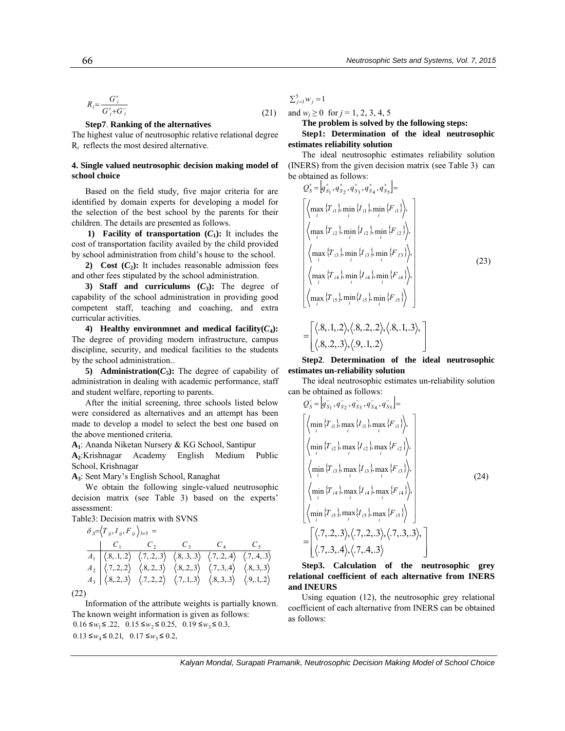$$R_i = \frac{G_i^+}{G_i^+ + G_i^-} \tag{21}$$

**Step7**. **Ranking of the alternatives**

The highest value of neutrosophic relative relational degree $R_i$ reflects the most desired alternative.

### 4. Single valued neutrosophic decision making model of school choice

Based on the field study, five major criteria for are identified by domain experts for developing a model for the selection of the best school by the parents for their children. The details are presented as follows.

**1) Facility of transportation ($C_1$):** It includes the cost of transportation facility availed by the child provided by school administration from child's house to the school.

**2) Cost ($C_2$):** It includes reasonable admission fees and other fees stipulated by the school administration.

**3) Staff and curriculums ($C_3$):** The degree of capability of the school administration in providing good competent staff, teaching and coaching, and extra curricular activities.

**4) Healthy environmnet and medical facility($C_4$):** The degree of providing modern infrastructure, campus discipline, security, and medical facilities to the students by the school administration..

**5) Administration($C_5$):** The degree of capability of administration in dealing with academic performance, staff and student welfare, reporting to parents.

After the initial screening, three schools listed below were considered as alternatives and an attempt has been made to develop a model to select the best one based on the above mentioned criteria.

$A_1$: Ananda Niketan Nursery & KG School, Santipur

$A_2$: Krishnagar Academy English Medium Public School, Krishnagar

$A_3$: Sent Mary's English School, Ranaghat

We obtain the following single-valued neutrosophic decision matrix (see Table 3) based on the experts' assessment:

Table3: Decision matrix with SVNS

$\delta_S = \langle T_{ij}, I_{ij}, F_{ij} \rangle_{3\times5} =$

| | $C_1$ | $C_2$ | $C_3$ | $C_4$ | $C_5$ |
|---|---|---|---|---|---|
| $A_1$ | $\langle .8,.1,.2 \rangle$ | $\langle .7,.2,.3 \rangle$ | $\langle .8,.3,.3 \rangle$ | $\langle .7,.2,.4 \rangle$ | $\langle .7,.4,.3 \rangle$ |
| $A_2$ | $\langle .7,.2,.2 \rangle$ | $\langle .8,.2,.3 \rangle$ | $\langle .8,.2,.3 \rangle$ | $\langle .7,.3,.4 \rangle$ | $\langle .8,.3,.3 \rangle$ |
| $A_3$ | $\langle .8,.2,.3 \rangle$ | $\langle .7,.2,.2 \rangle$ | $\langle .7,.1,.3 \rangle$ | $\langle .8,.3,.3 \rangle$ | $\langle .9,.1,.2 \rangle$ |

(22)

Information of the attribute weights is partially known. The known weight information is given as follows:

$0.16 \le w_1 \le .22,\quad 0.15 \le w_2 \le 0.25,\quad 0.19 \le w_3 \le 0.3,$

$0.13 \le w_4 \le 0.21,\quad 0.17 \le w_5 \le 0.2,$

$\sum_{j=1}^{5} w_j = 1$

and $w_j \ge 0$ for $j$ = 1, 2, 3, 4, 5

**The problem is solved by the following steps:**

**Step1: Determination of the ideal neutrosophic estimates reliability solution**

The ideal neutrosophic estimates reliability solution (INERS) from the given decision matrix (see Table 3) can be obtained as follows:

$$Q_S^+ = \left[q_{S_1}^+, q_{S_2}^+, q_{S_3}^+, q_{S_4}^+, q_{S_5}^+\right] = \begin{bmatrix} \left\langle \max\limits_i \{T_{i1}\}, \min\limits_i \{I_{i1}\}, \min\limits_i \{F_{i1}\} \right\rangle, \\ \left\langle \max\limits_i \{T_{i2}\}, \min\limits_i \{I_{i2}\}, \min\limits_i \{F_{i2}\} \right\rangle, \\ \left\langle \max\limits_i \{T_{i3}\}, \min\limits_i \{I_{i3}\}, \min\limits_i \{F_{I3}\} \right\rangle, \\ \left\langle \max\limits_i \{T_{i4}\}, \min\limits_i \{I_{i4}\}, \min\limits_i \{F_{i4}\} \right\rangle, \\ \left\langle \max\limits_i \{T_{i5}\}, \min\limits_i \{I_{i5}\}, \min\limits_i \{F_{i5}\} \right\rangle \end{bmatrix} \tag{23}$$

$$= \begin{bmatrix} \langle .8,.1,.2 \rangle, \langle .8,.2,.2 \rangle, \langle .8,.1,.3 \rangle, \\ \langle .8,.2,.3 \rangle, \langle .9,.1,.2 \rangle \end{bmatrix}$$

**Step2**. **Determination of the ideal neutrosophic estimates un-reliability solution**

The ideal neutrosophic estimates un-reliability solution can be obtained as follows:

$$Q_S^- = \left[q_{S_1}^-, q_{S_2}^-, q_{S_3}^-, q_{S_4}^-, q_{S_5}^-\right] = \begin{bmatrix} \left\langle \min\limits_i \{T_{i1}\}, \max\limits_i \{I_{i1}\}, \max\limits_i \{F_{i1}\} \right\rangle, \\ \left\langle \min\limits_i \{T_{i2}\}, \max\limits_i \{I_{i2}\}, \max\limits_i \{F_{i2}\} \right\rangle, \\ \left\langle \min\limits_i \{T_{i3}\}, \max\limits_i \{I_{i3}\}, \max\limits_i \{F_{i3}\} \right\rangle, \\ \left\langle \min\limits_i \{T_{i4}\}, \max\limits_i \{I_{i4}\}, \max\limits_i \{F_{i4}\} \right\rangle, \\ \left\langle \min\limits_i \{T_{i5}\}, \max\limits_i \{I_{i5}\}, \max\limits_i \{F_{i5}\} \right\rangle \end{bmatrix} \tag{24}$$

$$= \begin{bmatrix} \langle .7,.2,.3 \rangle, \langle .7,.2,.3 \rangle, \langle .7,.3,.3 \rangle, \\ \langle .7,.3,.4 \rangle, \langle .7,.4,.3 \rangle \end{bmatrix}$$

**Step3. Calculation of the neutrosophic grey relational coefficient of each alternative from INERS and INEURS**

Using equation (12), the neutrosophic grey relational coefficient of each alternative from INERS can be obtained as follows: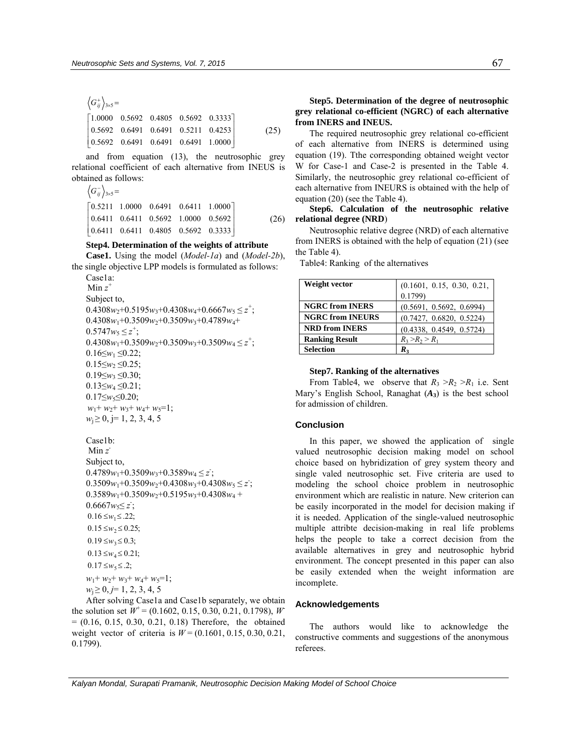$$\left\langle G_{ij}^{+}\right\rangle_{3\times 5}= \begin{bmatrix} 1.0000 & 0.5692 & 0.4805 & 0.5692 & 0.3333 \\ 0.5692 & 0.6491 & 0.6491 & 0.5211 & 0.4253 \\ 0.5692 & 0.6491 & 0.6491 & 0.6491 & 1.0000 \end{bmatrix} \quad (25)$$

and from equation (13), the neutrosophic grey relational coefficient of each alternative from INEUS is obtained as follows:

$$\left\langle G_{ij}^{-}\right\rangle_{3\times 5}= \begin{bmatrix} 0.5211 & 1.0000 & 0.6491 & 0.6411 & 1.0000 \\ 0.6411 & 0.6411 & 0.5692 & 1.0000 & 0.5692 \\ 0.6411 & 0.6411 & 0.4805 & 0.5692 & 0.3333 \end{bmatrix} \quad (26)$$

**Step4. Determination of the weights of attribute**

**Case1.** Using the model (*Model-1a*) and (*Model-2b*), the single objective LPP models is formulated as follows:

Case1a:

Min $z^{+}$

Subject to,

$0.4308w_2+0.5195w_3+0.4308w_4+0.6667w_5 \le z^{+}$;

$0.4308w_1+0.3509w_2+0.3509w_3+0.4789w_4+0.5747w_5 \le z^{+}$;

$0.4308w_1+0.3509w_2+0.3509w_3+0.3509w_4 \le z^{+}$;

$0.16 \le w_1 \le 0.22$;

$0.15 \le w_2 \le 0.25$;

$0.19 \le w_3 \le 0.30$;

$0.13 \le w_4 \le 0.21$;

$0.17 \le w_5 \le 0.20$;

$w_1+w_2+w_3+w_4+w_5=1$;

$w_j \ge 0$, j= 1, 2, 3, 4, 5

Case1b:

Min $z^{-}$

Subject to,

$0.4789w_1+0.3509w_3+0.3589w_4 \le z^{-}$;

$0.3509w_1+0.3509w_2+0.4308w_3+0.4308w_5 \le z^{-}$;

$0.3589w_1+0.3509w_2+0.5195w_3+0.4308w_4+0.6667w_5 \le z^{-}$;

$0.16 \le w_1 \le .22$;

$0.15 \le w_2 \le 0.25$;

$0.19 \le w_3 \le 0.3$;

$0.13 \le w_4 \le 0.21$;

$0.17 \le w_5 \le .2$;

$w_1+w_2+w_3+w_4+w_5=1$;

$w_j \ge 0$, $j$= 1, 2, 3, 4, 5

After solving Case1a and Case1b separately, we obtain the solution set $W^{+}$ = (0.1602, 0.15, 0.30, 0.21, 0.1798), $W^{-}$ = (0.16, 0.15, 0.30, 0.21, 0.18) Therefore, the obtained weight vector of criteria is $W$ = (0.1601, 0.15, 0.30, 0.21, 0.1799).

**Step5. Determination of the degree of neutrosophic grey relational co-efficient (NGRC) of each alternative from INERS and INEUS.**

The required neutrosophic grey relational co-efficient of each alternative from INERS is determined using equation (19). Tthe corresponding obtained weight vector W for Case-1 and Case-2 is presented in the Table 4. Similarly, the neutrosophic grey relational co-efficient of each alternative from INEURS is obtained with the help of equation (20) (see the Table 4).

**Step6. Calculation of the neutrosophic relative relational degree (NRD)**

Neutrosophic relative degree (NRD) of each alternative from INERS is obtained with the help of equation (21) (see the Table 4).

Table4: Ranking of the alternatives

| **Weight vector** | (0.1601, 0.15, 0.30, 0.21, 0.1799) |
|---|---|
| **NGRC from INERS** | (0.5691, 0.5692, 0.6994) |
| **NGRC from INEURS** | (0.7427, 0.6820, 0.5224) |
| **NRD from INERS** | (0.4338, 0.4549, 0.5724) |
| **Ranking Result** | $R_3 > R_2 > R_1$ |
| **Selection** | $\boldsymbol{R_3}$ |

**Step7. Ranking of the alternatives**

From Table4, we observe that $R_3 > R_2 > R_1$ i.e. Sent Mary's English School, Ranaghat (***A*<sub></sub>**$\boldsymbol{A_3}$) is the best school for admission of children.

## Conclusion

In this paper, we showed the application of single valued neutrosophic decision making model on school choice based on hybridization of grey system theory and single valed neutrosophic set. Five criteria are used to modeling the school choice problem in neutrosophic environment which are realistic in nature. New criterion can be easily incorporated in the model for decision making if it is needed. Application of the single-valued neutrosophic multiple attribte decision-making in real life problems helps the people to take a correct decision from the available alternatives in grey and neutrosophic hybrid environment. The concept presented in this paper can also be easily extended when the weight information are incomplete.

## Acknowledgements

The authors would like to acknowledge the constructive comments and suggestions of the anonymous referees.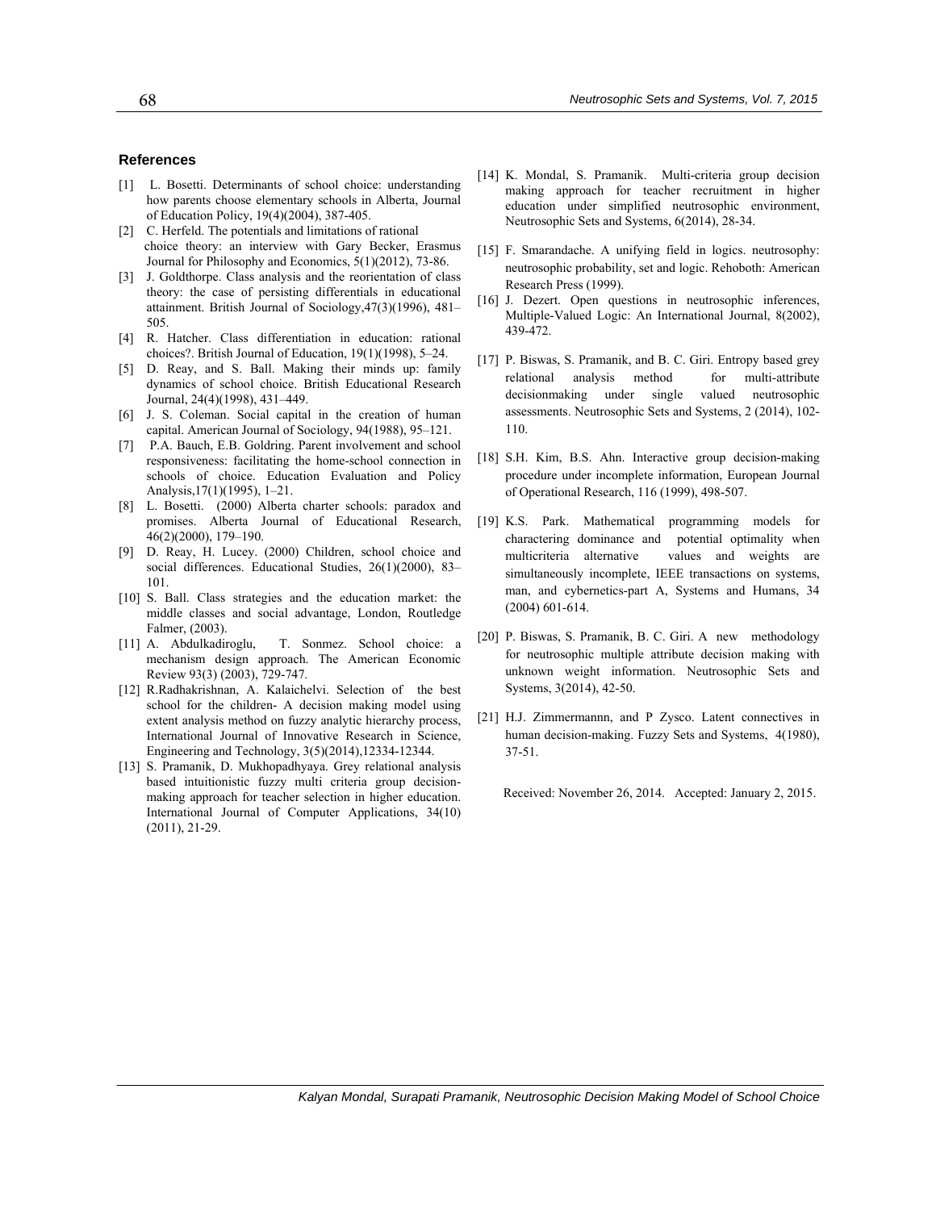## References

[1] L. Bosetti. Determinants of school choice: understanding how parents choose elementary schools in Alberta, Journal of Education Policy, 19(4)(2004), 387-405.

[2] C. Herfeld. The potentials and limitations of rational choice theory: an interview with Gary Becker, Erasmus Journal for Philosophy and Economics, 5(1)(2012), 73-86.

[3] J. Goldthorpe. Class analysis and the reorientation of class theory: the case of persisting differentials in educational attainment. British Journal of Sociology,47(3)(1996), 481–505.

[4] R. Hatcher. Class differentiation in education: rational choices?. British Journal of Education, 19(1)(1998), 5–24.

[5] D. Reay, and S. Ball. Making their minds up: family dynamics of school choice. British Educational Research Journal, 24(4)(1998), 431–449.

[6] J. S. Coleman. Social capital in the creation of human capital. American Journal of Sociology, 94(1988), 95–121.

[7] P.A. Bauch, E.B. Goldring. Parent involvement and school responsiveness: facilitating the home-school connection in schools of choice. Education Evaluation and Policy Analysis,17(1)(1995), 1–21.

[8] L. Bosetti. (2000) Alberta charter schools: paradox and promises. Alberta Journal of Educational Research, 46(2)(2000), 179–190.

[9] D. Reay, H. Lucey. (2000) Children, school choice and social differences. Educational Studies, 26(1)(2000), 83–101.

[10] S. Ball. Class strategies and the education market: the middle classes and social advantage, London, Routledge Falmer, (2003).

[11] A. Abdulkadiroglu, T. Sonmez. School choice: a mechanism design approach. The American Economic Review 93(3) (2003), 729-747.

[12] R.Radhakrishnan, A. Kalaichelvi. Selection of the best school for the children- A decision making model using extent analysis method on fuzzy analytic hierarchy process, International Journal of Innovative Research in Science, Engineering and Technology, 3(5)(2014),12334-12344.

[13] S. Pramanik, D. Mukhopadhyaya. Grey relational analysis based intuitionistic fuzzy multi criteria group decision-making approach for teacher selection in higher education. International Journal of Computer Applications, 34(10) (2011), 21-29.

[14] K. Mondal, S. Pramanik. Multi-criteria group decision making approach for teacher recruitment in higher education under simplified neutrosophic environment, Neutrosophic Sets and Systems, 6(2014), 28-34.

[15] F. Smarandache. A unifying field in logics. neutrosophy: neutrosophic probability, set and logic. Rehoboth: American Research Press (1999).

[16] J. Dezert. Open questions in neutrosophic inferences, Multiple-Valued Logic: An International Journal, 8(2002), 439-472.

[17] P. Biswas, S. Pramanik, and B. C. Giri. Entropy based grey relational analysis method for multi-attribute decisionmaking under single valued neutrosophic assessments. Neutrosophic Sets and Systems, 2 (2014), 102-110.

[18] S.H. Kim, B.S. Ahn. Interactive group decision-making procedure under incomplete information, European Journal of Operational Research, 116 (1999), 498-507.

[19] K.S. Park. Mathematical programming models for charactering dominance and potential optimality when multicriteria alternative values and weights are simultaneously incomplete, IEEE transactions on systems, man, and cybernetics-part A, Systems and Humans, 34 (2004) 601-614.

[20] P. Biswas, S. Pramanik, B. C. Giri. A new methodology for neutrosophic multiple attribute decision making with unknown weight information. Neutrosophic Sets and Systems, 3(2014), 42-50.

[21] H.J. Zimmermannn, and P Zysco. Latent connectives in human decision-making. Fuzzy Sets and Systems, 4(1980), 37-51.

Received: November 26, 2014. Accepted: January 2, 2015.